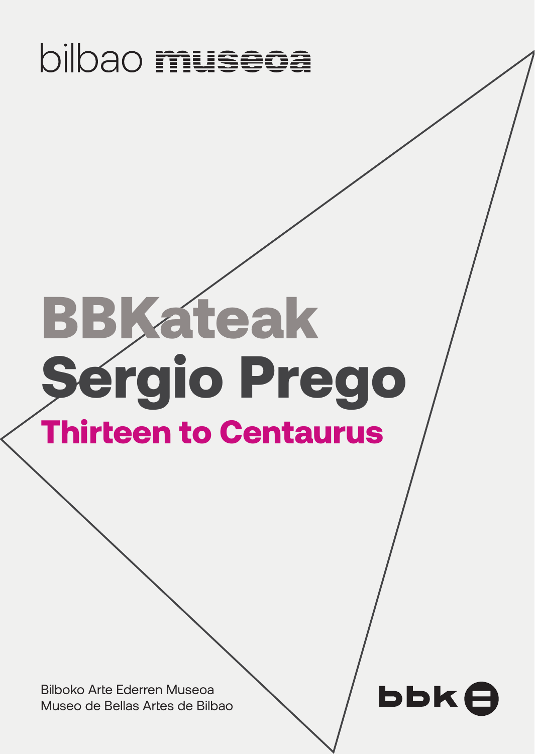bilbao museoa

# BBKateak

# Sergio Prego

## Thirteen to Centaurus

Bilboko Arte Ederren Museoa
Museo de Bellas Artes de Bilbao

bbk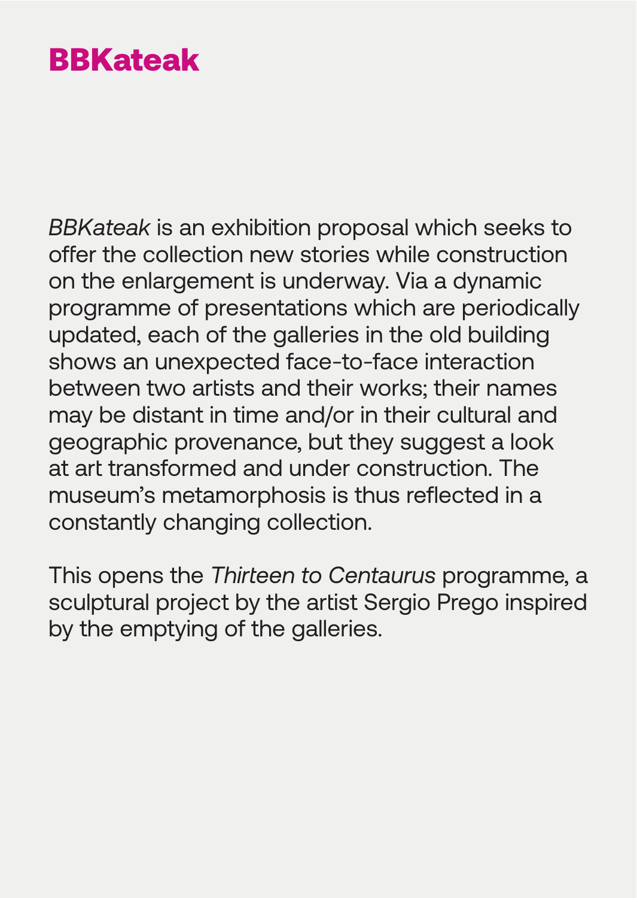# BBKateak

*BBKateak* is an exhibition proposal which seeks to offer the collection new stories while construction on the enlargement is underway. Via a dynamic programme of presentations which are periodically updated, each of the galleries in the old building shows an unexpected face-to-face interaction between two artists and their works; their names may be distant in time and/or in their cultural and geographic provenance, but they suggest a look at art transformed and under construction. The museum's metamorphosis is thus reflected in a constantly changing collection.

This opens the *Thirteen to Centaurus* programme, a sculptural project by the artist Sergio Prego inspired by the emptying of the galleries.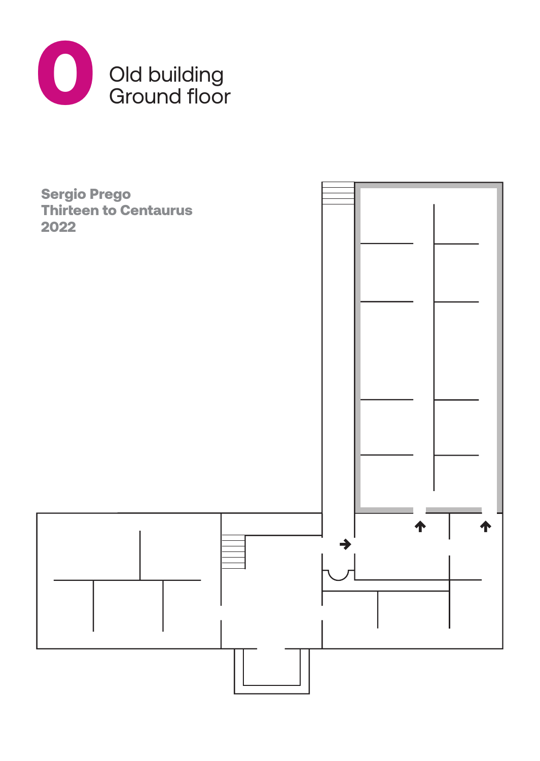# 0 Old building Ground floor

**Sergio Prego**
**Thirteen to Centaurus**
**2022**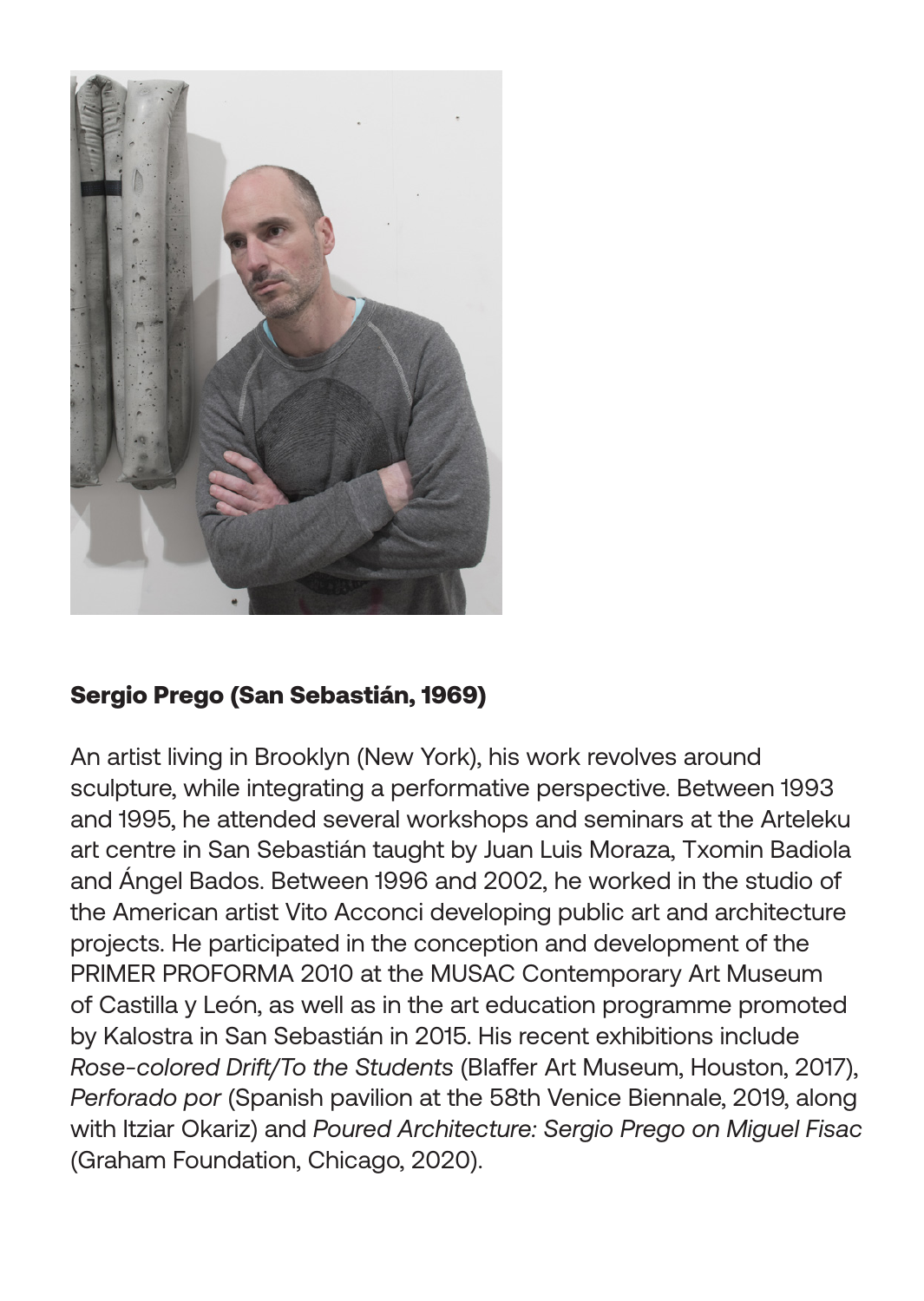**Sergio Prego (San Sebastián, 1969)**

An artist living in Brooklyn (New York), his work revolves around sculpture, while integrating a performative perspective. Between 1993 and 1995, he attended several workshops and seminars at the Arteleku art centre in San Sebastián taught by Juan Luis Moraza, Txomin Badiola and Ángel Bados. Between 1996 and 2002, he worked in the studio of the American artist Vito Acconci developing public art and architecture projects. He participated in the conception and development of the PRIMER PROFORMA 2010 at the MUSAC Contemporary Art Museum of Castilla y León, as well as in the art education programme promoted by Kalostra in San Sebastián in 2015. His recent exhibitions include *Rose-colored Drift/To the Students* (Blaffer Art Museum, Houston, 2017), *Perforado por* (Spanish pavilion at the 58th Venice Biennale, 2019, along with Itziar Okariz) and *Poured Architecture: Sergio Prego on Miguel Fisac* (Graham Foundation, Chicago, 2020).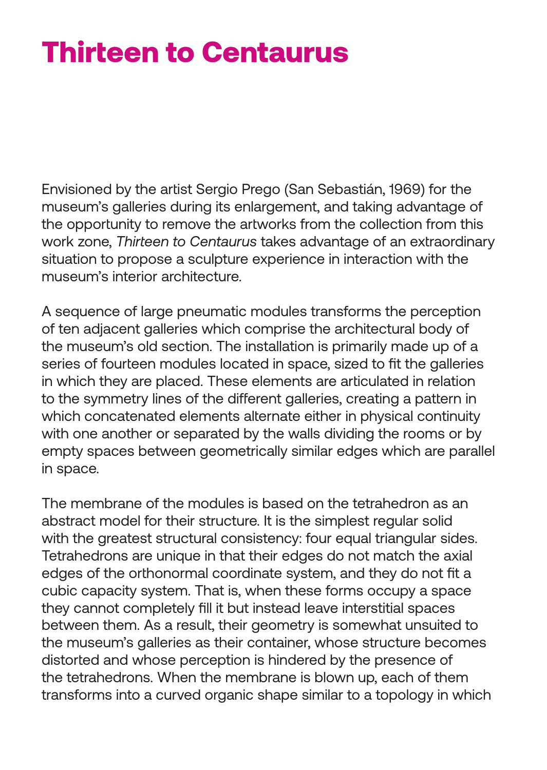# Thirteen to Centaurus

Envisioned by the artist Sergio Prego (San Sebastián, 1969) for the museum's galleries during its enlargement, and taking advantage of the opportunity to remove the artworks from the collection from this work zone, *Thirteen to Centaurus* takes advantage of an extraordinary situation to propose a sculpture experience in interaction with the museum's interior architecture.

A sequence of large pneumatic modules transforms the perception of ten adjacent galleries which comprise the architectural body of the museum's old section. The installation is primarily made up of a series of fourteen modules located in space, sized to fit the galleries in which they are placed. These elements are articulated in relation to the symmetry lines of the different galleries, creating a pattern in which concatenated elements alternate either in physical continuity with one another or separated by the walls dividing the rooms or by empty spaces between geometrically similar edges which are parallel in space.

The membrane of the modules is based on the tetrahedron as an abstract model for their structure. It is the simplest regular solid with the greatest structural consistency: four equal triangular sides. Tetrahedrons are unique in that their edges do not match the axial edges of the orthonormal coordinate system, and they do not fit a cubic capacity system. That is, when these forms occupy a space they cannot completely fill it but instead leave interstitial spaces between them. As a result, their geometry is somewhat unsuited to the museum's galleries as their container, whose structure becomes distorted and whose perception is hindered by the presence of the tetrahedrons. When the membrane is blown up, each of them transforms into a curved organic shape similar to a topology in which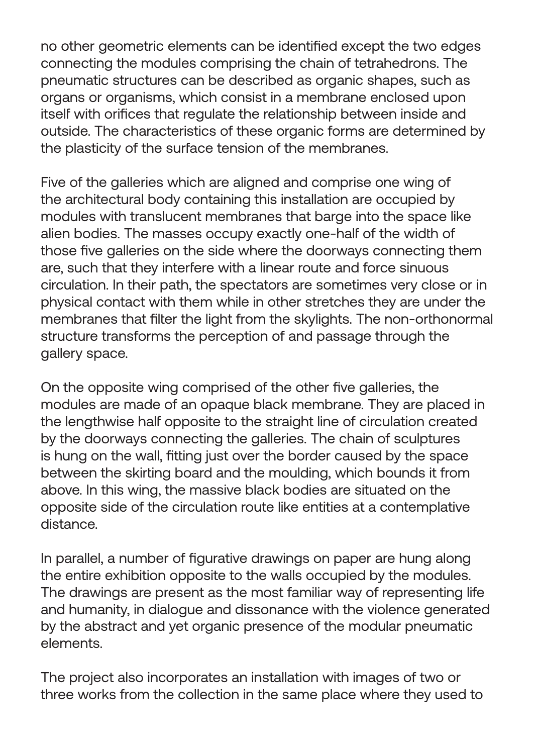no other geometric elements can be identified except the two edges connecting the modules comprising the chain of tetrahedrons. The pneumatic structures can be described as organic shapes, such as organs or organisms, which consist in a membrane enclosed upon itself with orifices that regulate the relationship between inside and outside. The characteristics of these organic forms are determined by the plasticity of the surface tension of the membranes.

Five of the galleries which are aligned and comprise one wing of the architectural body containing this installation are occupied by modules with translucent membranes that barge into the space like alien bodies. The masses occupy exactly one-half of the width of those five galleries on the side where the doorways connecting them are, such that they interfere with a linear route and force sinuous circulation. In their path, the spectators are sometimes very close or in physical contact with them while in other stretches they are under the membranes that filter the light from the skylights. The non-orthonormal structure transforms the perception of and passage through the gallery space.

On the opposite wing comprised of the other five galleries, the modules are made of an opaque black membrane. They are placed in the lengthwise half opposite to the straight line of circulation created by the doorways connecting the galleries. The chain of sculptures is hung on the wall, fitting just over the border caused by the space between the skirting board and the moulding, which bounds it from above. In this wing, the massive black bodies are situated on the opposite side of the circulation route like entities at a contemplative distance.

In parallel, a number of figurative drawings on paper are hung along the entire exhibition opposite to the walls occupied by the modules. The drawings are present as the most familiar way of representing life and humanity, in dialogue and dissonance with the violence generated by the abstract and yet organic presence of the modular pneumatic elements.

The project also incorporates an installation with images of two or three works from the collection in the same place where they used to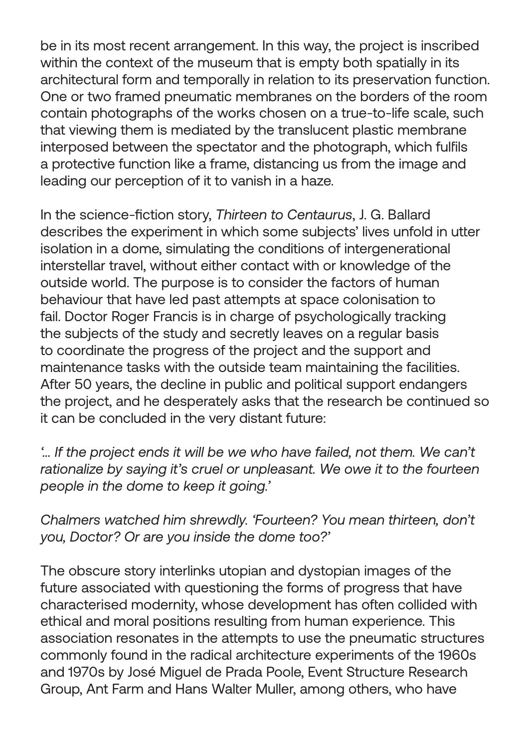be in its most recent arrangement. In this way, the project is inscribed within the context of the museum that is empty both spatially in its architectural form and temporally in relation to its preservation function. One or two framed pneumatic membranes on the borders of the room contain photographs of the works chosen on a true-to-life scale, such that viewing them is mediated by the translucent plastic membrane interposed between the spectator and the photograph, which fulfils a protective function like a frame, distancing us from the image and leading our perception of it to vanish in a haze.

In the science-fiction story, *Thirteen to Centaurus*, J. G. Ballard describes the experiment in which some subjects' lives unfold in utter isolation in a dome, simulating the conditions of intergenerational interstellar travel, without either contact with or knowledge of the outside world. The purpose is to consider the factors of human behaviour that have led past attempts at space colonisation to fail. Doctor Roger Francis is in charge of psychologically tracking the subjects of the study and secretly leaves on a regular basis to coordinate the progress of the project and the support and maintenance tasks with the outside team maintaining the facilities. After 50 years, the decline in public and political support endangers the project, and he desperately asks that the research be continued so it can be concluded in the very distant future:

*'... If the project ends it will be we who have failed, not them. We can't rationalize by saying it's cruel or unpleasant. We owe it to the fourteen people in the dome to keep it going.'*

*Chalmers watched him shrewdly. 'Fourteen? You mean thirteen, don't you, Doctor? Or are you inside the dome too?'*

The obscure story interlinks utopian and dystopian images of the future associated with questioning the forms of progress that have characterised modernity, whose development has often collided with ethical and moral positions resulting from human experience. This association resonates in the attempts to use the pneumatic structures commonly found in the radical architecture experiments of the 1960s and 1970s by José Miguel de Prada Poole, Event Structure Research Group, Ant Farm and Hans Walter Muller, among others, who have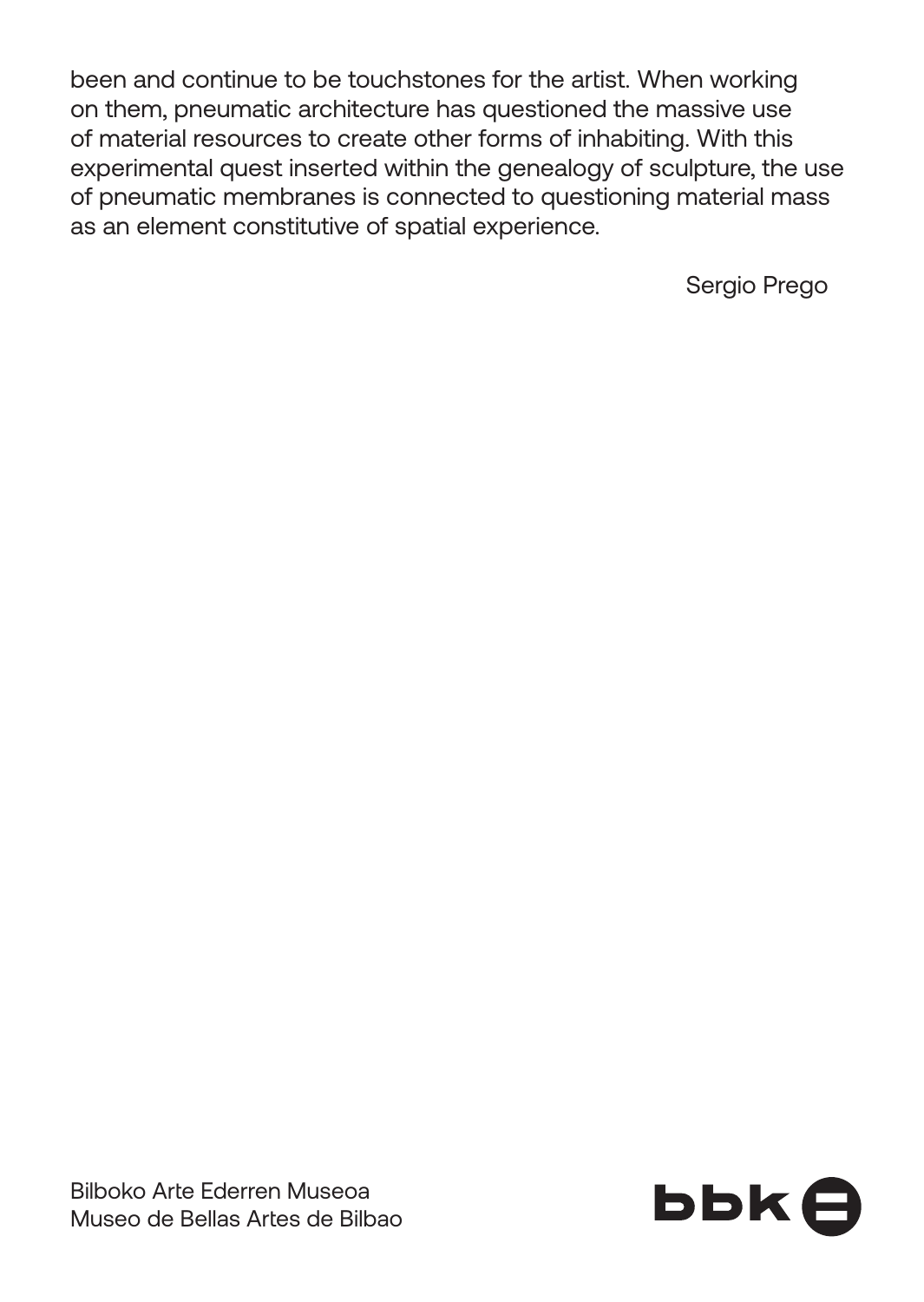been and continue to be touchstones for the artist. When working on them, pneumatic architecture has questioned the massive use of material resources to create other forms of inhabiting. With this experimental quest inserted within the genealogy of sculpture, the use of pneumatic membranes is connected to questioning material mass as an element constitutive of spatial experience.

Sergio Prego

Bilboko Arte Ederren Museoa
Museo de Bellas Artes de Bilbao

bbk